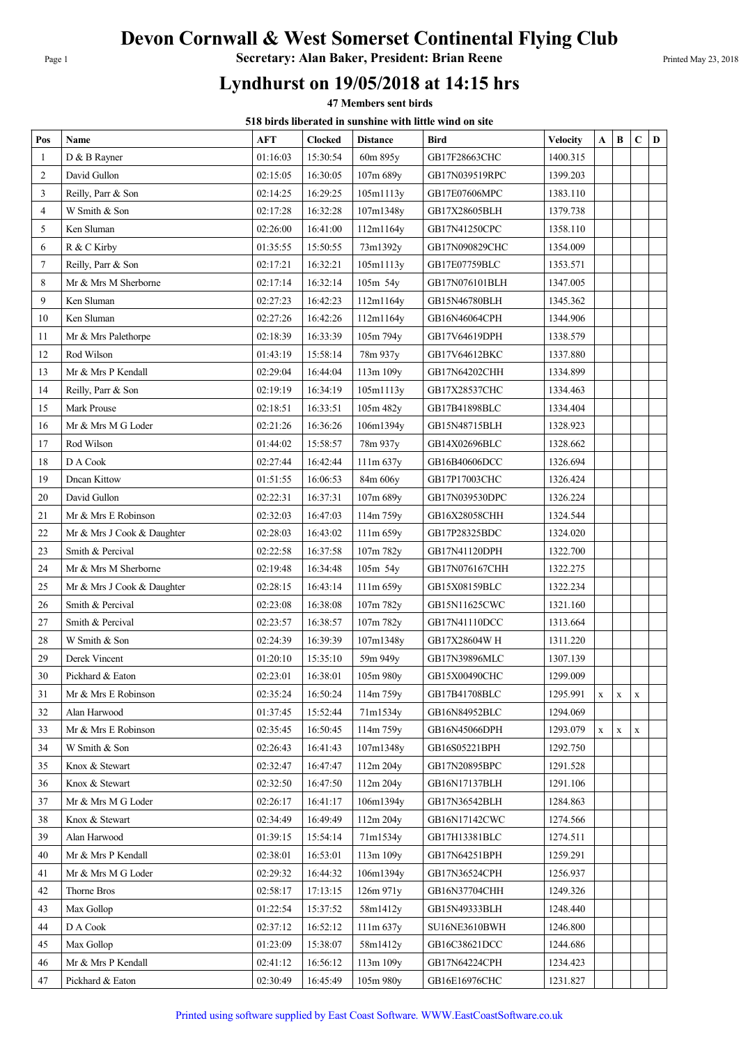# Devon Cornwall & West Somerset Continental Flying Club

**Secretary: Alan Baker, President: Brian Reene**

## Lyndhurst on 19/05/2018 at 14:15 hrs

**47 Members sent birds**

**518 birds liberated in sunshine with little wind on site**

| Pos | Name | AFT | Clocked | Distance | Bird | Velocity | A | B | C | D |
|---|---|---|---|---|---|---|---|---|---|---|
| 1 | D & B Rayner | 01:16:03 | 15:30:54 | 60m 895y | GB17F28663CHC | 1400.315 | | | | |
| 2 | David Gullon | 02:15:05 | 16:30:05 | 107m 689y | GB17N039519RPC | 1399.203 | | | | |
| 3 | Reilly, Parr & Son | 02:14:25 | 16:29:25 | 105m1113y | GB17E07606MPC | 1383.110 | | | | |
| 4 | W Smith & Son | 02:17:28 | 16:32:28 | 107m1348y | GB17X28605BLH | 1379.738 | | | | |
| 5 | Ken Sluman | 02:26:00 | 16:41:00 | 112m1164y | GB17N41250CPC | 1358.110 | | | | |
| 6 | R & C Kirby | 01:35:55 | 15:50:55 | 73m1392y | GB17N090829CHC | 1354.009 | | | | |
| 7 | Reilly, Parr & Son | 02:17:21 | 16:32:21 | 105m1113y | GB17E07759BLC | 1353.571 | | | | |
| 8 | Mr & Mrs M Sherborne | 02:17:14 | 16:32:14 | 105m 54y | GB17N076101BLH | 1347.005 | | | | |
| 9 | Ken Sluman | 02:27:23 | 16:42:23 | 112m1164y | GB15N46780BLH | 1345.362 | | | | |
| 10 | Ken Sluman | 02:27:26 | 16:42:26 | 112m1164y | GB16N46064CPH | 1344.906 | | | | |
| 11 | Mr & Mrs Palethorpe | 02:18:39 | 16:33:39 | 105m 794y | GB17V64619DPH | 1338.579 | | | | |
| 12 | Rod Wilson | 01:43:19 | 15:58:14 | 78m 937y | GB17V64612BKC | 1337.880 | | | | |
| 13 | Mr & Mrs P Kendall | 02:29:04 | 16:44:04 | 113m 109y | GB17N64202CHH | 1334.899 | | | | |
| 14 | Reilly, Parr & Son | 02:19:19 | 16:34:19 | 105m1113y | GB17X28537CHC | 1334.463 | | | | |
| 15 | Mark Prouse | 02:18:51 | 16:33:51 | 105m 482y | GB17B41898BLC | 1334.404 | | | | |
| 16 | Mr & Mrs M G Loder | 02:21:26 | 16:36:26 | 106m1394y | GB15N48715BLH | 1328.923 | | | | |
| 17 | Rod Wilson | 01:44:02 | 15:58:57 | 78m 937y | GB14X02696BLC | 1328.662 | | | | |
| 18 | D A Cook | 02:27:44 | 16:42:44 | 111m 637y | GB16B40606DCC | 1326.694 | | | | |
| 19 | Dncan Kittow | 01:51:55 | 16:06:53 | 84m 606y | GB17P17003CHC | 1326.424 | | | | |
| 20 | David Gullon | 02:22:31 | 16:37:31 | 107m 689y | GB17N039530DPC | 1326.224 | | | | |
| 21 | Mr & Mrs E Robinson | 02:32:03 | 16:47:03 | 114m 759y | GB16X28058CHH | 1324.544 | | | | |
| 22 | Mr & Mrs J Cook & Daughter | 02:28:03 | 16:43:02 | 111m 659y | GB17P28325BDC | 1324.020 | | | | |
| 23 | Smith & Percival | 02:22:58 | 16:37:58 | 107m 782y | GB17N41120DPH | 1322.700 | | | | |
| 24 | Mr & Mrs M Sherborne | 02:19:48 | 16:34:48 | 105m 54y | GB17N076167CHH | 1322.275 | | | | |
| 25 | Mr & Mrs J Cook & Daughter | 02:28:15 | 16:43:14 | 111m 659y | GB15X08159BLC | 1322.234 | | | | |
| 26 | Smith & Percival | 02:23:08 | 16:38:08 | 107m 782y | GB15N11625CWC | 1321.160 | | | | |
| 27 | Smith & Percival | 02:23:57 | 16:38:57 | 107m 782y | GB17N41110DCC | 1313.664 | | | | |
| 28 | W Smith & Son | 02:24:39 | 16:39:39 | 107m1348y | GB17X28604W H | 1311.220 | | | | |
| 29 | Derek Vincent | 01:20:10 | 15:35:10 | 59m 949y | GB17N39896MLC | 1307.139 | | | | |
| 30 | Pickhard & Eaton | 02:23:01 | 16:38:01 | 105m 980y | GB15X00490CHC | 1299.009 | | | | |
| 31 | Mr & Mrs E Robinson | 02:35:24 | 16:50:24 | 114m 759y | GB17B41708BLC | 1295.991 | x | x | x | |
| 32 | Alan Harwood | 01:37:45 | 15:52:44 | 71m1534y | GB16N84952BLC | 1294.069 | | | | |
| 33 | Mr & Mrs E Robinson | 02:35:45 | 16:50:45 | 114m 759y | GB16N45066DPH | 1293.079 | x | x | x | |
| 34 | W Smith & Son | 02:26:43 | 16:41:43 | 107m1348y | GB16S05221BPH | 1292.750 | | | | |
| 35 | Knox & Stewart | 02:32:47 | 16:47:47 | 112m 204y | GB17N20895BPC | 1291.528 | | | | |
| 36 | Knox & Stewart | 02:32:50 | 16:47:50 | 112m 204y | GB16N17137BLH | 1291.106 | | | | |
| 37 | Mr & Mrs M G Loder | 02:26:17 | 16:41:17 | 106m1394y | GB17N36542BLH | 1284.863 | | | | |
| 38 | Knox & Stewart | 02:34:49 | 16:49:49 | 112m 204y | GB16N17142CWC | 1274.566 | | | | |
| 39 | Alan Harwood | 01:39:15 | 15:54:14 | 71m1534y | GB17H13381BLC | 1274.511 | | | | |
| 40 | Mr & Mrs P Kendall | 02:38:01 | 16:53:01 | 113m 109y | GB17N64251BPH | 1259.291 | | | | |
| 41 | Mr & Mrs M G Loder | 02:29:32 | 16:44:32 | 106m1394y | GB17N36524CPH | 1256.937 | | | | |
| 42 | Thorne Bros | 02:58:17 | 17:13:15 | 126m 971y | GB16N37704CHH | 1249.326 | | | | |
| 43 | Max Gollop | 01:22:54 | 15:37:52 | 58m1412y | GB15N49333BLH | 1248.440 | | | | |
| 44 | D A Cook | 02:37:12 | 16:52:12 | 111m 637y | SU16NE3610BWH | 1246.800 | | | | |
| 45 | Max Gollop | 01:23:09 | 15:38:07 | 58m1412y | GB16C38621DCC | 1244.686 | | | | |
| 46 | Mr & Mrs P Kendall | 02:41:12 | 16:56:12 | 113m 109y | GB17N64224CPH | 1234.423 | | | | |
| 47 | Pickhard & Eaton | 02:30:49 | 16:45:49 | 105m 980y | GB16E16976CHC | 1231.827 | | | | |

Printed using software supplied by East Coast Software. WWW.EastCoastSoftware.co.uk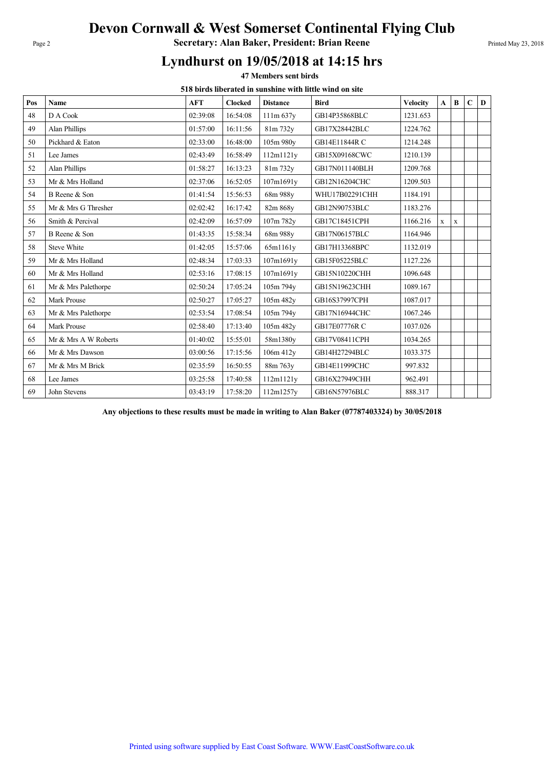# Devon Cornwall & West Somerset Continental Flying Club

**Secretary: Alan Baker, President: Brian Reene**

## Lyndhurst on 19/05/2018 at 14:15 hrs

**47 Members sent birds**

**518 birds liberated in sunshine with little wind on site**

| Pos | Name | AFT | Clocked | Distance | Bird | Velocity | A | B | C | D |
|---|---|---|---|---|---|---|---|---|---|---|
| 48 | D A Cook | 02:39:08 | 16:54:08 | 111m 637y | GB14P35868BLC | 1231.653 | | | | |
| 49 | Alan Phillips | 01:57:00 | 16:11:56 | 81m 732y | GB17X28442BLC | 1224.762 | | | | |
| 50 | Pickhard & Eaton | 02:33:00 | 16:48:00 | 105m 980y | GB14E11844R C | 1214.248 | | | | |
| 51 | Lee James | 02:43:49 | 16:58:49 | 112m1121y | GB15X09168CWC | 1210.139 | | | | |
| 52 | Alan Phillips | 01:58:27 | 16:13:23 | 81m 732y | GB17N011140BLH | 1209.768 | | | | |
| 53 | Mr & Mrs Holland | 02:37:06 | 16:52:05 | 107m1691y | GB12N16204CHC | 1209.503 | | | | |
| 54 | B Reene & Son | 01:41:54 | 15:56:53 | 68m 988y | WHU17B02291CHH | 1184.191 | | | | |
| 55 | Mr & Mrs G Thresher | 02:02:42 | 16:17:42 | 82m 868y | GB12N90753BLC | 1183.276 | | | | |
| 56 | Smith & Percival | 02:42:09 | 16:57:09 | 107m 782y | GB17C18451CPH | 1166.216 | x | x | | |
| 57 | B Reene & Son | 01:43:35 | 15:58:34 | 68m 988y | GB17N06157BLC | 1164.946 | | | | |
| 58 | Steve White | 01:42:05 | 15:57:06 | 65m1161y | GB17H13368BPC | 1132.019 | | | | |
| 59 | Mr & Mrs Holland | 02:48:34 | 17:03:33 | 107m1691y | GB15F05225BLC | 1127.226 | | | | |
| 60 | Mr & Mrs Holland | 02:53:16 | 17:08:15 | 107m1691y | GB15N10220CHH | 1096.648 | | | | |
| 61 | Mr & Mrs Palethorpe | 02:50:24 | 17:05:24 | 105m 794y | GB15N19623CHH | 1089.167 | | | | |
| 62 | Mark Prouse | 02:50:27 | 17:05:27 | 105m 482y | GB16S37997CPH | 1087.017 | | | | |
| 63 | Mr & Mrs Palethorpe | 02:53:54 | 17:08:54 | 105m 794y | GB17N16944CHC | 1067.246 | | | | |
| 64 | Mark Prouse | 02:58:40 | 17:13:40 | 105m 482y | GB17E07776R C | 1037.026 | | | | |
| 65 | Mr & Mrs A W Roberts | 01:40:02 | 15:55:01 | 58m1380y | GB17V08411CPH | 1034.265 | | | | |
| 66 | Mr & Mrs Dawson | 03:00:56 | 17:15:56 | 106m 412y | GB14H27294BLC | 1033.375 | | | | |
| 67 | Mr & Mrs M Brick | 02:35:59 | 16:50:55 | 88m 763y | GB14E11999CHC | 997.832 | | | | |
| 68 | Lee James | 03:25:58 | 17:40:58 | 112m1121y | GB16X27949CHH | 962.491 | | | | |
| 69 | John Stevens | 03:43:19 | 17:58:20 | 112m1257y | GB16N57976BLC | 888.317 | | | | |

**Any objections to these results must be made in writing to Alan Baker (07787403324) by 30/05/2018**

Printed using software supplied by East Coast Software. WWW.EastCoastSoftware.co.uk